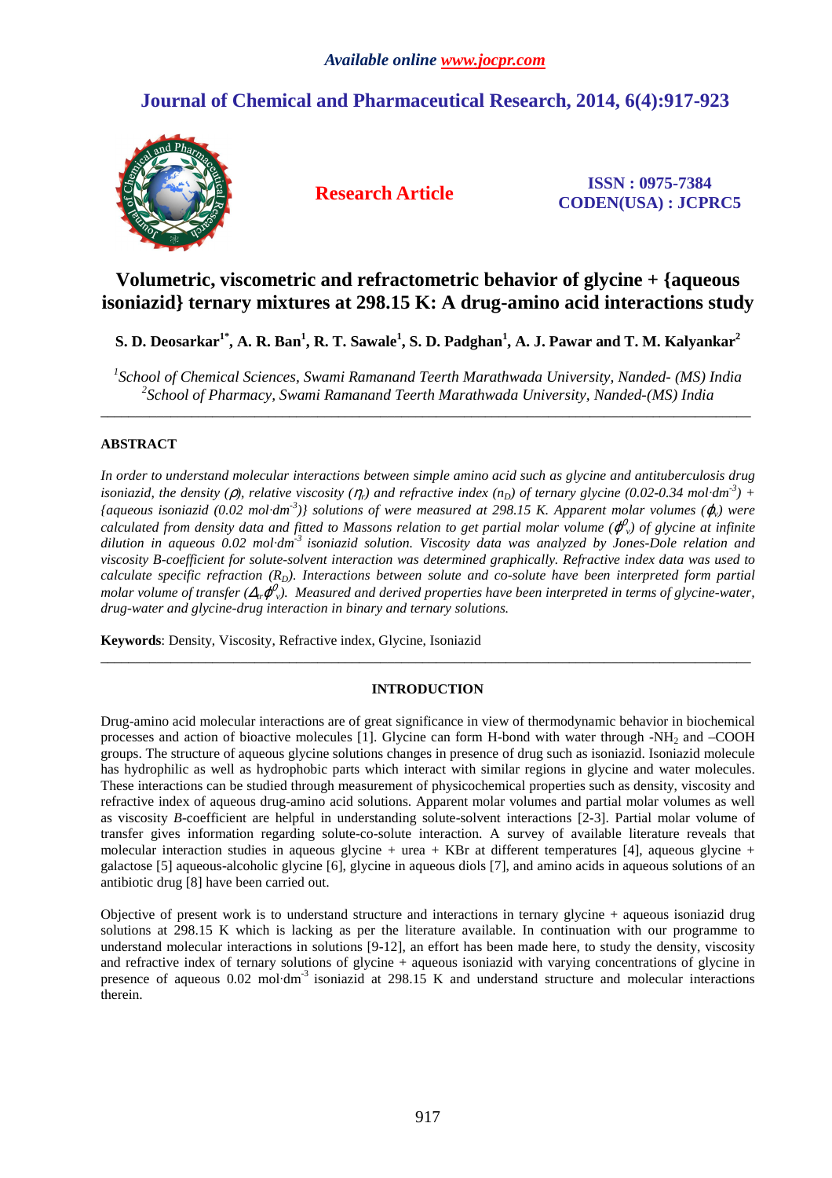*Available online www.jocpr.com*

# Journal of Chemical and Pharmaceutical Research, 2014, 6(4):917-923

**Research Article**

**ISSN : 0975-7384**
**CODEN(USA) : JCPRC5**

# Volumetric, viscometric and refractometric behavior of glycine + {aqueous isoniazid} ternary mixtures at 298.15 K: A drug-amino acid interactions study

**S. D. Deosarkar[1*], A. R. Ban[1], R. T. Sawale[1], S. D. Padghan[1], A. J. Pawar and T. M. Kalyankar[2]**

*[1]School of Chemical Sciences, Swami Ramanand Teerth Marathwada University, Nanded- (MS) India*
*[2]School of Pharmacy, Swami Ramanand Teerth Marathwada University, Nanded-(MS) India*

---

## ABSTRACT

*In order to understand molecular interactions between simple amino acid such as glycine and antituberculosis drug isoniazid, the density ($\rho$), relative viscosity ($\eta_r$) and refractive index ($n_D$) of ternary glycine (0.02-0.34 mol·dm$^{-3}$) + {aqueous isoniazid (0.02 mol·dm$^{-3}$)} solutions of were measured at 298.15 K. Apparent molar volumes ($\varphi_v$) were calculated from density data and fitted to Massons relation to get partial molar volume ($\varphi_v^0$) of glycine at infinite dilution in aqueous 0.02 mol·dm$^{-3}$ isoniazid solution. Viscosity data was analyzed by Jones-Dole relation and viscosity B-coefficient for solute-solvent interaction was determined graphically. Refractive index data was used to calculate specific refraction ($R_D$). Interactions between solute and co-solute have been interpreted form partial molar volume of transfer ($\Delta_{tr}\varphi_v^0$). Measured and derived properties have been interpreted in terms of glycine-water, drug-water and glycine-drug interaction in binary and ternary solutions.*

**Keywords**: Density, Viscosity, Refractive index, Glycine, Isoniazid

---

## INTRODUCTION

Drug-amino acid molecular interactions are of great significance in view of thermodynamic behavior in biochemical processes and action of bioactive molecules [1]. Glycine can form H-bond with water through -$NH_2$ and –COOH groups. The structure of aqueous glycine solutions changes in presence of drug such as isoniazid. Isoniazid molecule has hydrophilic as well as hydrophobic parts which interact with similar regions in glycine and water molecules. These interactions can be studied through measurement of physicochemical properties such as density, viscosity and refractive index of aqueous drug-amino acid solutions. Apparent molar volumes and partial molar volumes as well as viscosity *B*-coefficient are helpful in understanding solute-solvent interactions [2-3]. Partial molar volume of transfer gives information regarding solute-co-solute interaction. A survey of available literature reveals that molecular interaction studies in aqueous glycine + urea + KBr at different temperatures [4], aqueous glycine + galactose [5] aqueous-alcoholic glycine [6], glycine in aqueous diols [7], and amino acids in aqueous solutions of an antibiotic drug [8] have been carried out.

Objective of present work is to understand structure and interactions in ternary glycine + aqueous isoniazid drug solutions at 298.15 K which is lacking as per the literature available. In continuation with our programme to understand molecular interactions in solutions [9-12], an effort has been made here, to study the density, viscosity and refractive index of ternary solutions of glycine + aqueous isoniazid with varying concentrations of glycine in presence of aqueous 0.02 mol·dm$^{-3}$ isoniazid at 298.15 K and understand structure and molecular interactions therein.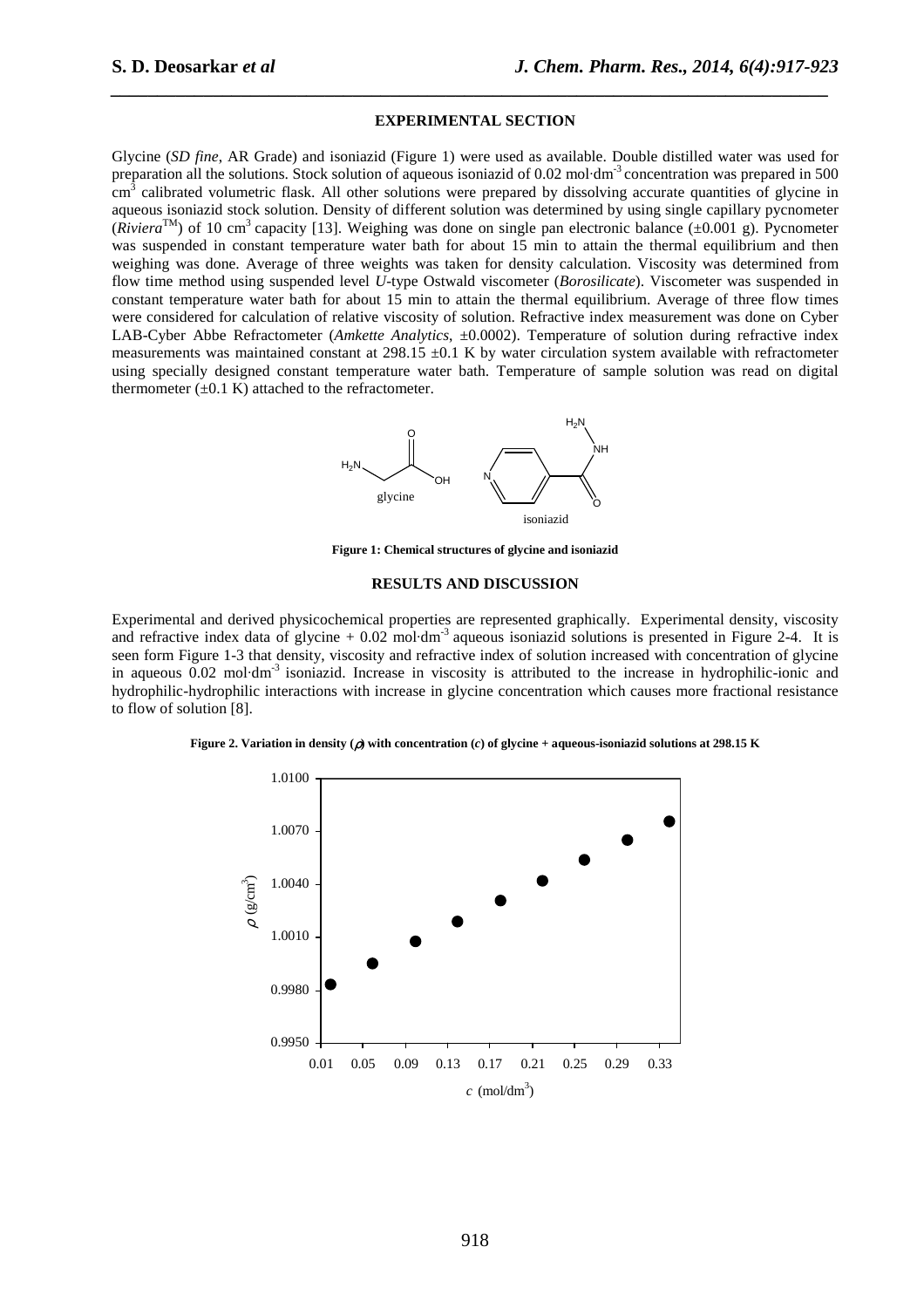## EXPERIMENTAL SECTION

Glycine (*SD fine*, AR Grade) and isoniazid (Figure 1) were used as available. Double distilled water was used for preparation all the solutions. Stock solution of aqueous isoniazid of 0.02 mol·dm$^{-3}$ concentration was prepared in 500 cm$^3$ calibrated volumetric flask. All other solutions were prepared by dissolving accurate quantities of glycine in aqueous isoniazid stock solution. Density of different solution was determined by using single capillary pycnometer (*Riviera*™) of 10 cm$^3$ capacity [13]. Weighing was done on single pan electronic balance (±0.001 g). Pycnometer was suspended in constant temperature water bath for about 15 min to attain the thermal equilibrium and then weighing was done. Average of three weights was taken for density calculation. Viscosity was determined from flow time method using suspended level *U*-type Ostwald viscometer (*Borosilicate*). Viscometer was suspended in constant temperature water bath for about 15 min to attain the thermal equilibrium. Average of three flow times were considered for calculation of relative viscosity of solution. Refractive index measurement was done on Cyber LAB-Cyber Abbe Refractometer (*Amkette Analytics*, ±0.0002). Temperature of solution during refractive index measurements was maintained constant at 298.15 ±0.1 K by water circulation system available with refractometer using specially designed constant temperature water bath. Temperature of sample solution was read on digital thermometer (±0.1 K) attached to the refractometer.

**Figure 1: Chemical structures of glycine and isoniazid**

## RESULTS AND DISCUSSION

Experimental and derived physicochemical properties are represented graphically. Experimental density, viscosity and refractive index data of glycine + 0.02 mol·dm$^{-3}$ aqueous isoniazid solutions is presented in Figure 2-4. It is seen form Figure 1-3 that density, viscosity and refractive index of solution increased with concentration of glycine in aqueous 0.02 mol·dm$^{-3}$ isoniazid. Increase in viscosity is attributed to the increase in hydrophilic-ionic and hydrophilic-hydrophilic interactions with increase in glycine concentration which causes more fractional resistance to flow of solution [8].

**Figure 2. Variation in density ($\rho$) with concentration ($c$) of glycine + aqueous-isoniazid solutions at 298.15 K**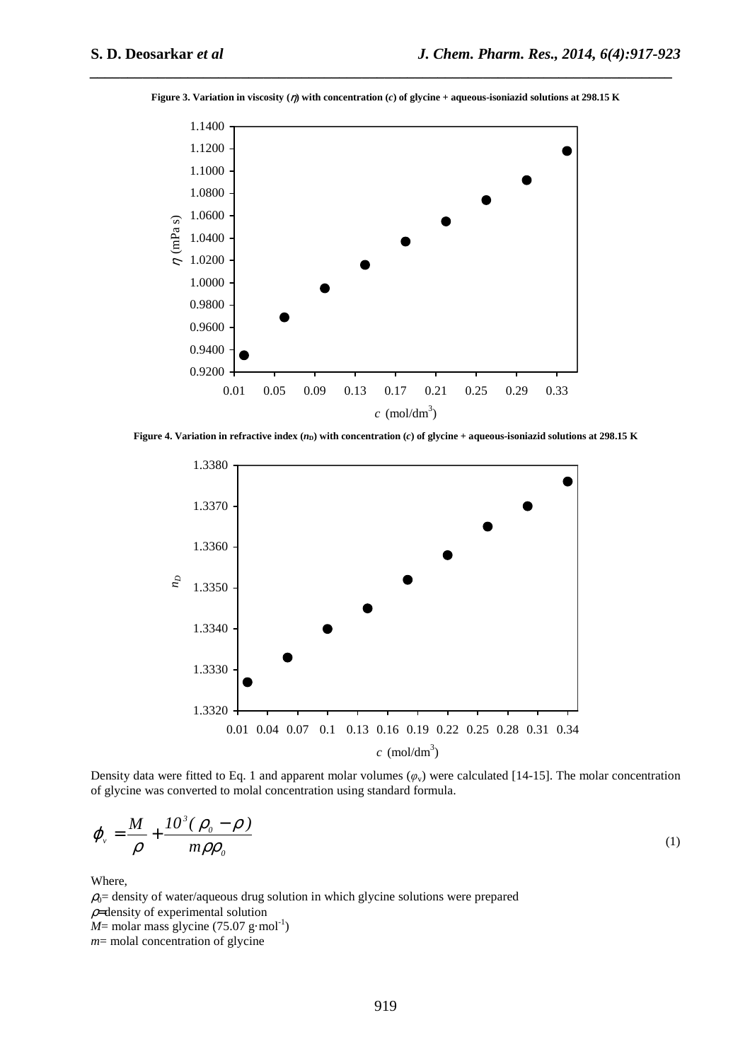**Figure 3. Variation in viscosity ($\eta$) with concentration ($c$) of glycine + aqueous-isoniazid solutions at 298.15 K**

**Figure 4. Variation in refractive index ($n_D$) with concentration ($c$) of glycine + aqueous-isoniazid solutions at 298.15 K**

Density data were fitted to Eq. 1 and apparent molar volumes ($\varphi_v$) were calculated [14-15]. The molar concentration of glycine was converted to molal concentration using standard formula.

$$\varphi_v = \frac{M}{\rho} + \frac{10^3(\rho_0 - \rho)}{m\rho\rho_0} \tag{1}$$

Where,

$\rho_0$= density of water/aqueous drug solution in which glycine solutions were prepared

$\rho$=density of experimental solution

$M$= molar mass glycine (75.07 g·mol$^{-1}$)

$m$= molal concentration of glycine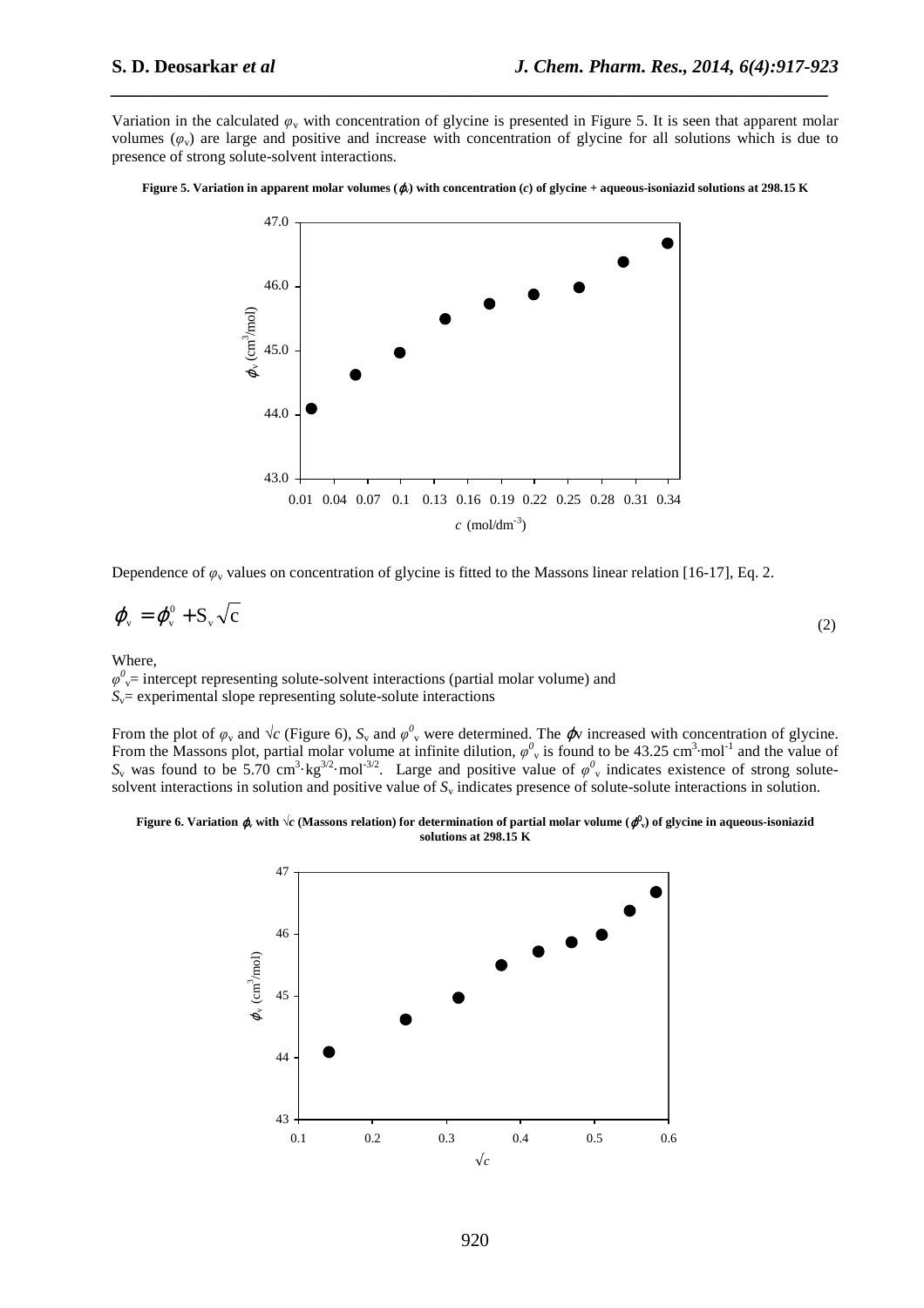Variation in the calculated $\varphi_v$ with concentration of glycine is presented in Figure 5. It is seen that apparent molar volumes ($\varphi_v$) are large and positive and increase with concentration of glycine for all solutions which is due to presence of strong solute-solvent interactions.

**Figure 5. Variation in apparent molar volumes ($\phi_v$) with concentration ($c$) of glycine + aqueous-isoniazid solutions at 298.15 K**

Dependence of $\varphi_v$ values on concentration of glycine is fitted to the Massons linear relation [16-17], Eq. 2.

$$\phi_v = \phi_v^0 + S_v \sqrt{c} \tag{2}$$

Where,

$\varphi^0_v$= intercept representing solute-solvent interactions (partial molar volume) and

$S_v$= experimental slope representing solute-solute interactions

From the plot of $\varphi_v$ and $\sqrt{c}$ (Figure 6), $S_v$ and $\varphi^0_v$ were determined. The $\phi_v$ increased with concentration of glycine. From the Massons plot, partial molar volume at infinite dilution, $\varphi^0_v$ is found to be 43.25 $cm^3 \cdot mol^{-1}$ and the value of $S_v$ was found to be 5.70 $cm^3 \cdot kg^{3/2} \cdot mol^{-3/2}$. Large and positive value of $\varphi^0_v$ indicates existence of strong solute-solvent interactions in solution and positive value of $S_v$ indicates presence of solute-solute interactions in solution.

**Figure 6. Variation $\phi_v$ with $\sqrt{c}$ (Massons relation) for determination of partial molar volume ($\phi^0_v$) of glycine in aqueous-isoniazid solutions at 298.15 K**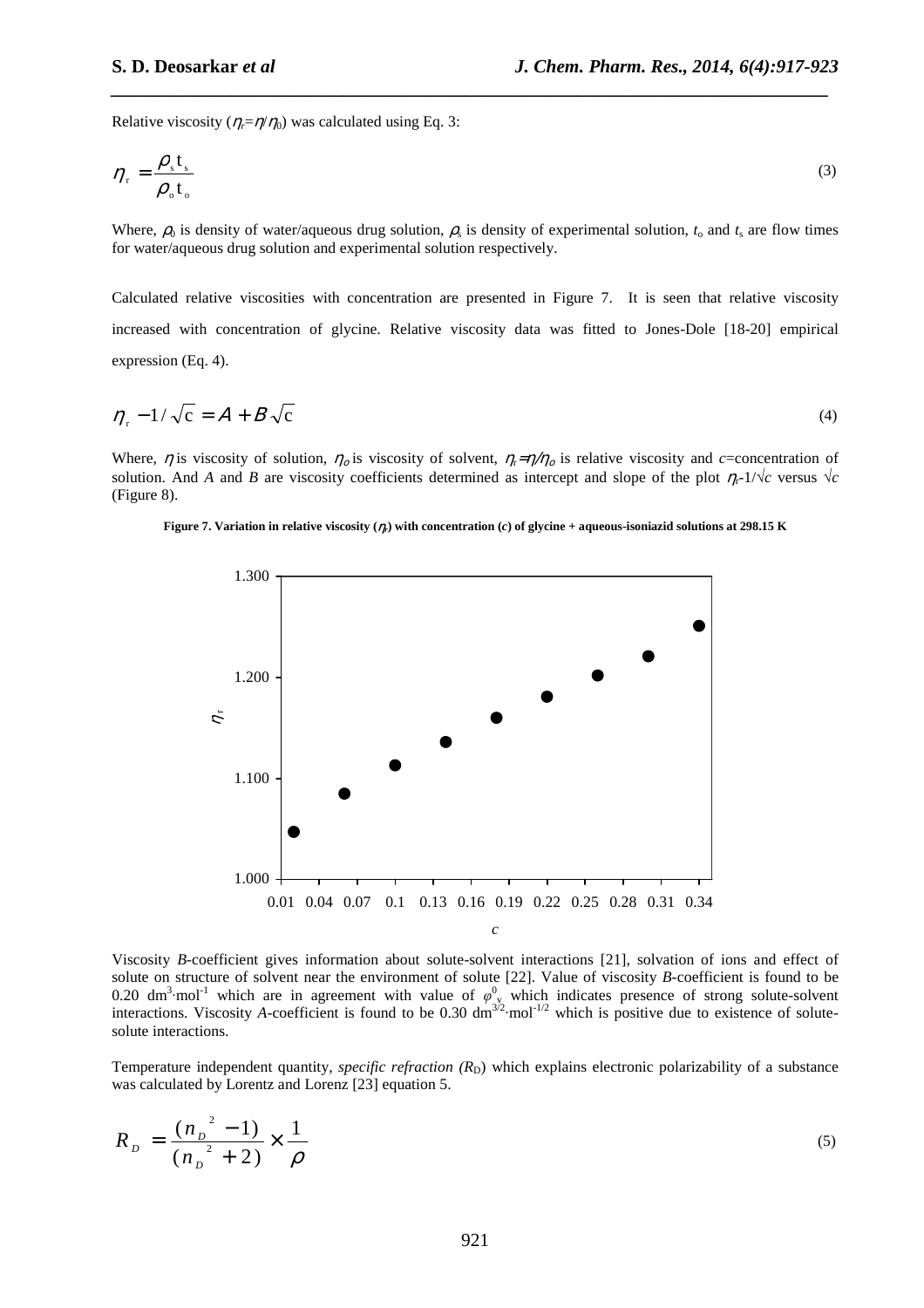Relative viscosity ($\eta_r=\eta/\eta_0$) was calculated using Eq. 3:

$$\eta_r = \frac{\rho_s t_s}{\rho_o t_o} \tag{3}$$

Where, $\rho_0$ is density of water/aqueous drug solution, $\rho_s$ is density of experimental solution, $t_o$ and $t_s$ are flow times for water/aqueous drug solution and experimental solution respectively.

Calculated relative viscosities with concentration are presented in Figure 7. It is seen that relative viscosity increased with concentration of glycine. Relative viscosity data was fitted to Jones-Dole [18-20] empirical expression (Eq. 4).

$$\eta_r - 1/\sqrt{c} = A + B\sqrt{c} \tag{4}$$

Where, $\eta$ is viscosity of solution, $\eta_o$ is viscosity of solvent, $\eta_r=\eta/\eta_o$ is relative viscosity and $c$=concentration of solution. And $A$ and $B$ are viscosity coefficients determined as intercept and slope of the plot $\eta_r$-$1/\sqrt{c}$ versus $\sqrt{c}$ (Figure 8).

**Figure 7. Variation in relative viscosity ($\eta_r$) with concentration ($c$) of glycine + aqueous-isoniazid solutions at 298.15 K**

Viscosity *B*-coefficient gives information about solute-solvent interactions [21], solvation of ions and effect of solute on structure of solvent near the environment of solute [22]. Value of viscosity *B*-coefficient is found to be 0.20 $dm^3 \cdot mol^{-1}$ which are in agreement with value of $\varphi_v^0$ which indicates presence of strong solute-solvent interactions. Viscosity *A*-coefficient is found to be 0.30 $dm^{3/2} \cdot mol^{-1/2}$ which is positive due to existence of solute-solute interactions.

Temperature independent quantity, *specific refraction* ($R_D$) which explains electronic polarizability of a substance was calculated by Lorentz and Lorenz [23] equation 5.

$$R_D = \frac{(n_D^{\,2} - 1)}{(n_D^{\,2} + 2)} \times \frac{1}{\rho} \tag{5}$$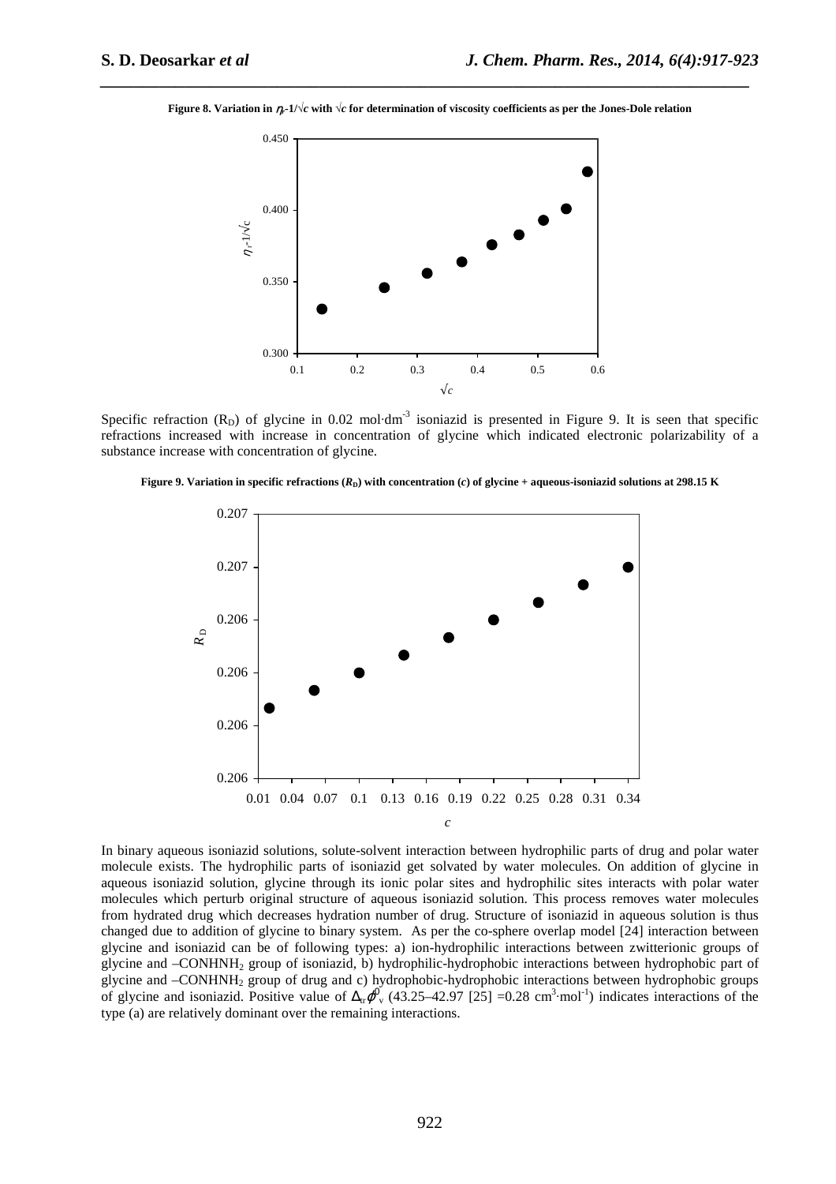**Figure 8. Variation in $\eta_r$-1/√c with √c for determination of viscosity coefficients as per the Jones-Dole relation**

Specific refraction ($R_D$) of glycine in 0.02 mol·dm$^{-3}$ isoniazid is presented in Figure 9. It is seen that specific refractions increased with increase in concentration of glycine which indicated electronic polarizability of a substance increase with concentration of glycine.

**Figure 9. Variation in specific refractions ($R_D$) with concentration ($c$) of glycine + aqueous-isoniazid solutions at 298.15 K**

In binary aqueous isoniazid solutions, solute-solvent interaction between hydrophilic parts of drug and polar water molecule exists. The hydrophilic parts of isoniazid get solvated by water molecules. On addition of glycine in aqueous isoniazid solution, glycine through its ionic polar sites and hydrophilic sites interacts with polar water molecules which perturb original structure of aqueous isoniazid solution. This process removes water molecules from hydrated drug which decreases hydration number of drug. Structure of isoniazid in aqueous solution is thus changed due to addition of glycine to binary system. As per the co-sphere overlap model [24] interaction between glycine and isoniazid can be of following types: a) ion-hydrophilic interactions between zwitterionic groups of glycine and $-CONHNH_2$ group of isoniazid, b) hydrophilic-hydrophobic interactions between hydrophobic part of glycine and $-CONHNH_2$ group of drug and c) hydrophobic-hydrophobic interactions between hydrophobic groups of glycine and isoniazid. Positive value of $\Delta_{tr}\phi_v^0$ (43.25–42.97 [25] =0.28 cm$^3$·mol$^{-1}$) indicates interactions of the type (a) are relatively dominant over the remaining interactions.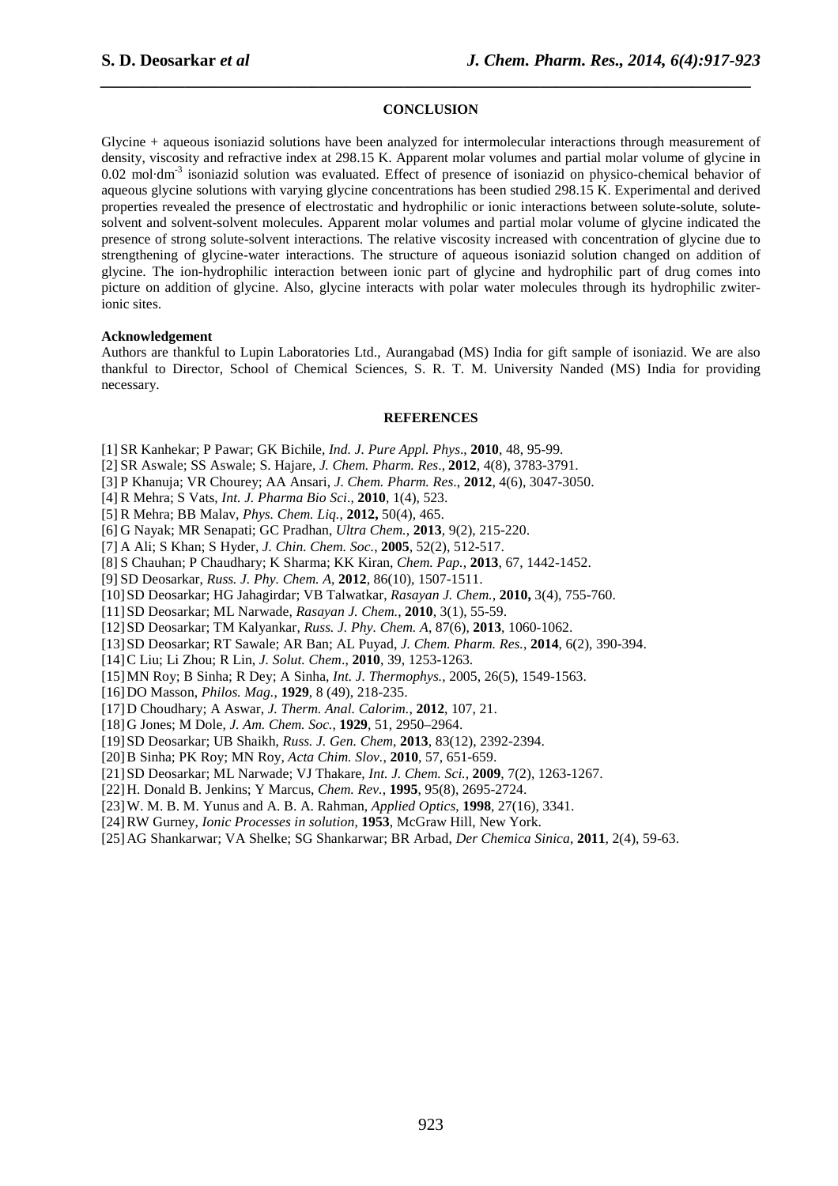## CONCLUSION

Glycine + aqueous isoniazid solutions have been analyzed for intermolecular interactions through measurement of density, viscosity and refractive index at 298.15 K. Apparent molar volumes and partial molar volume of glycine in 0.02 mol·dm$^{-3}$ isoniazid solution was evaluated. Effect of presence of isoniazid on physico-chemical behavior of aqueous glycine solutions with varying glycine concentrations has been studied 298.15 K. Experimental and derived properties revealed the presence of electrostatic and hydrophilic or ionic interactions between solute-solute, solute-solvent and solvent-solvent molecules. Apparent molar volumes and partial molar volume of glycine indicated the presence of strong solute-solvent interactions. The relative viscosity increased with concentration of glycine due to strengthening of glycine-water interactions. The structure of aqueous isoniazid solution changed on addition of glycine. The ion-hydrophilic interaction between ionic part of glycine and hydrophilic part of drug comes into picture on addition of glycine. Also, glycine interacts with polar water molecules through its hydrophilic zwiter-ionic sites.

**Acknowledgement**

Authors are thankful to Lupin Laboratories Ltd., Aurangabad (MS) India for gift sample of isoniazid. We are also thankful to Director, School of Chemical Sciences, S. R. T. M. University Nanded (MS) India for providing necessary.

## REFERENCES

[1] SR Kanhekar; P Pawar; GK Bichile, *Ind. J. Pure Appl. Phys*., **2010**, 48, 95-99.
[2] SR Aswale; SS Aswale; S. Hajare, *J. Chem. Pharm. Res*., **2012**, 4(8), 3783-3791.
[3] P Khanuja; VR Chourey; AA Ansari, *J. Chem. Pharm. Res*., **2012**, 4(6), 3047-3050.
[4] R Mehra; S Vats, *Int. J. Pharma Bio Sci*., **2010**, 1(4), 523.
[5] R Mehra; BB Malav, *Phys. Chem. Liq.*, **2012,** 50(4), 465.
[6] G Nayak; MR Senapati; GC Pradhan, *Ultra Chem.*, **2013**, 9(2), 215-220.
[7] A Ali; S Khan; S Hyder, *J. Chin. Chem. Soc.*, **2005**, 52(2), 512-517.
[8] S Chauhan; P Chaudhary; K Sharma; KK Kiran, *Chem. Pap.*, **2013**, 67, 1442-1452.
[9] SD Deosarkar, *Russ. J. Phy. Chem. A*, **2012**, 86(10), 1507-1511.
[10] SD Deosarkar; HG Jahagirdar; VB Talwatkar, *Rasayan J. Chem.*, **2010,** 3(4), 755-760.
[11] SD Deosarkar; ML Narwade, *Rasayan J. Chem.*, **2010**, 3(1), 55-59.
[12] SD Deosarkar; TM Kalyankar, *Russ. J. Phy. Chem. A*, 87(6), **2013**, 1060-1062.
[13] SD Deosarkar; RT Sawale; AR Ban; AL Puyad, *J. Chem. Pharm. Res.*, **2014**, 6(2), 390-394.
[14] C Liu; Li Zhou; R Lin, *J. Solut. Chem*., **2010**, 39, 1253-1263.
[15] MN Roy; B Sinha; R Dey; A Sinha, *Int. J. Thermophys.*, 2005, 26(5), 1549-1563.
[16] DO Masson, *Philos. Mag.*, **1929**, 8 (49), 218-235.
[17] D Choudhary; A Aswar, *J. Therm. Anal. Calorim.*, **2012**, 107, 21.
[18] G Jones; M Dole, *J. Am. Chem. Soc.*, **1929**, 51, 2950–2964.
[19] SD Deosarkar; UB Shaikh, *Russ. J. Gen. Chem*, **2013**, 83(12), 2392-2394.
[20] B Sinha; PK Roy; MN Roy, *Acta Chim. Slov.*, **2010**, 57, 651-659.
[21] SD Deosarkar; ML Narwade; VJ Thakare, *Int. J. Chem. Sci.*, **2009**, 7(2), 1263-1267.
[22] H. Donald B. Jenkins; Y Marcus, *Chem. Rev.*, **1995**, 95(8), 2695-2724.
[23] W. M. B. M. Yunus and A. B. A. Rahman, *Applied Optics*, **1998**, 27(16), 3341.
[24] RW Gurney, *Ionic Processes in solution*, **1953**, McGraw Hill, New York.
[25] AG Shankarwar; VA Shelke; SG Shankarwar; BR Arbad, *Der Chemica Sinica*, **2011**, 2(4), 59-63.